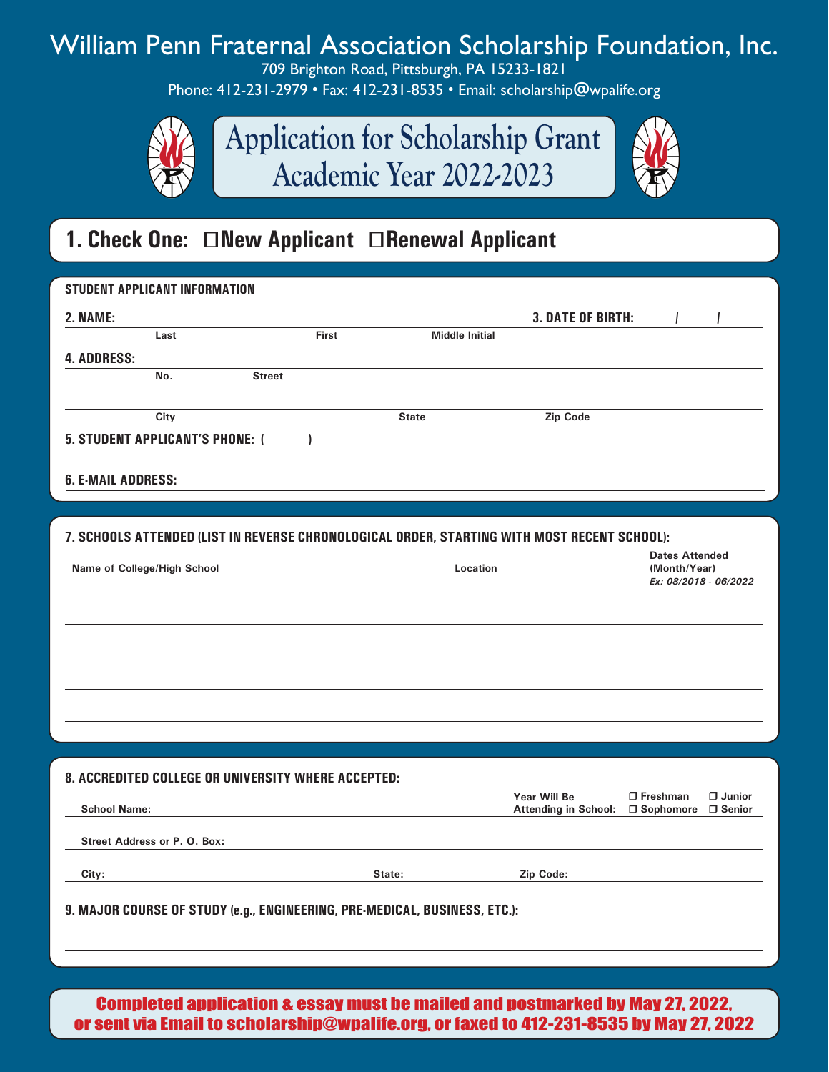# William Penn Fraternal Association Scholarship Foundation, Inc.

709 Brighton Road, Pittsburgh, PA 15233-1821

Phone: 412-231-2979 • Fax: 412-231-8535 • Email: scholarship@wpalife.org

## Application for Scholarship Grant
## Academic Year 2022-2023

### 1. Check One: ☐ New Applicant ☐ Renewal Applicant

**STUDENT APPLICANT INFORMATION**

**2. NAME:** ______________________ **3. DATE OF BIRTH:** ____ / ____ / ____

Last First Middle Initial

**4. ADDRESS:** ______________________

No. Street

______________________

City State Zip Code

**5. STUDENT APPLICANT'S PHONE:** ( ) ______________________

**6. E-MAIL ADDRESS:** ______________________

**7. SCHOOLS ATTENDED (LIST IN REVERSE CHRONOLOGICAL ORDER, STARTING WITH MOST RECENT SCHOOL):**

| Name of College/High School | Location | Dates Attended (Month/Year) *Ex: 08/2018 - 06/2022* |
|---|---|---|
| | | |
| | | |
| | | |
| | | |

**8. ACCREDITED COLLEGE OR UNIVERSITY WHERE ACCEPTED:**

School Name: ______________________ Year Will Be Attending in School: ❒ Freshman ❒ Junior ❒ Sophomore ❒ Senior

Street Address or P. O. Box: ______________________

City: ____________ State: ____________ Zip Code: ____________

**9. MAJOR COURSE OF STUDY (e.g., ENGINEERING, PRE-MEDICAL, BUSINESS, ETC.):**

______________________

**Completed application & essay must be mailed and postmarked by May 27, 2022, or sent via Email to scholarship@wpalife.org, or faxed to 412-231-8535 by May 27, 2022**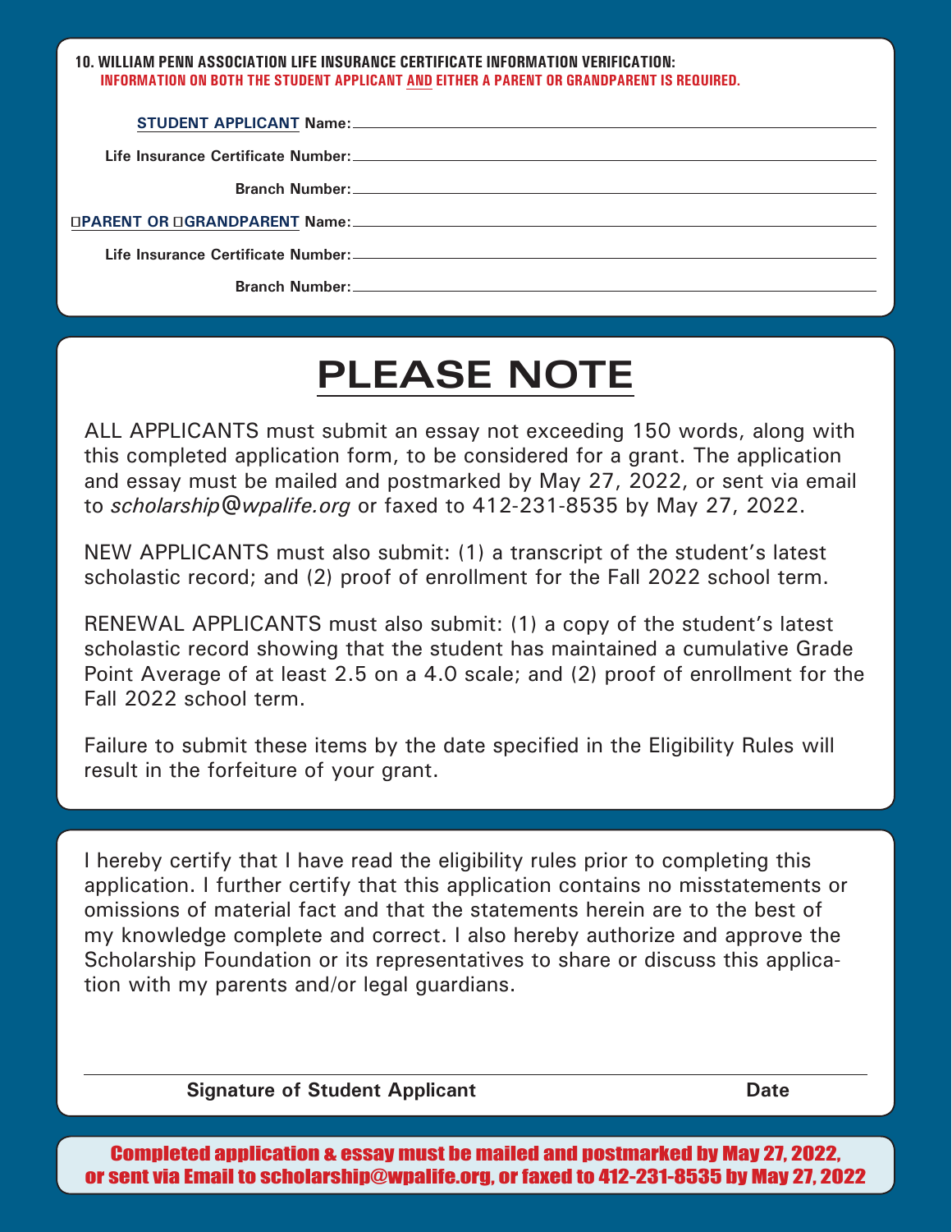**10. WILLIAM PENN ASSOCIATION LIFE INSURANCE CERTIFICATE INFORMATION VERIFICATION:**
**INFORMATION ON BOTH THE STUDENT APPLICANT AND EITHER A PARENT OR GRANDPARENT IS REQUIRED.**

**STUDENT APPLICANT Name:** ____________________

**Life Insurance Certificate Number:** ____________________

**Branch Number:** ____________________

**☐PARENT OR ☐GRANDPARENT Name:** ____________________

**Life Insurance Certificate Number:** ____________________

**Branch Number:** ____________________

# PLEASE NOTE

ALL APPLICANTS must submit an essay not exceeding 150 words, along with this completed application form, to be considered for a grant. The application and essay must be mailed and postmarked by May 27, 2022, or sent via email to *scholarship@wpalife.org* or faxed to 412-231-8535 by May 27, 2022.

NEW APPLICANTS must also submit: (1) a transcript of the student's latest scholastic record; and (2) proof of enrollment for the Fall 2022 school term.

RENEWAL APPLICANTS must also submit: (1) a copy of the student's latest scholastic record showing that the student has maintained a cumulative Grade Point Average of at least 2.5 on a 4.0 scale; and (2) proof of enrollment for the Fall 2022 school term.

Failure to submit these items by the date specified in the Eligibility Rules will result in the forfeiture of your grant.

I hereby certify that I have read the eligibility rules prior to completing this application. I further certify that this application contains no misstatements or omissions of material fact and that the statements herein are to the best of my knowledge complete and correct. I also hereby authorize and approve the Scholarship Foundation or its representatives to share or discuss this application with my parents and/or legal guardians.

____________________________________________

**Signature of Student Applicant** **Date**

**Completed application & essay must be mailed and postmarked by May 27, 2022, or sent via Email to scholarship@wpalife.org, or faxed to 412-231-8535 by May 27, 2022**